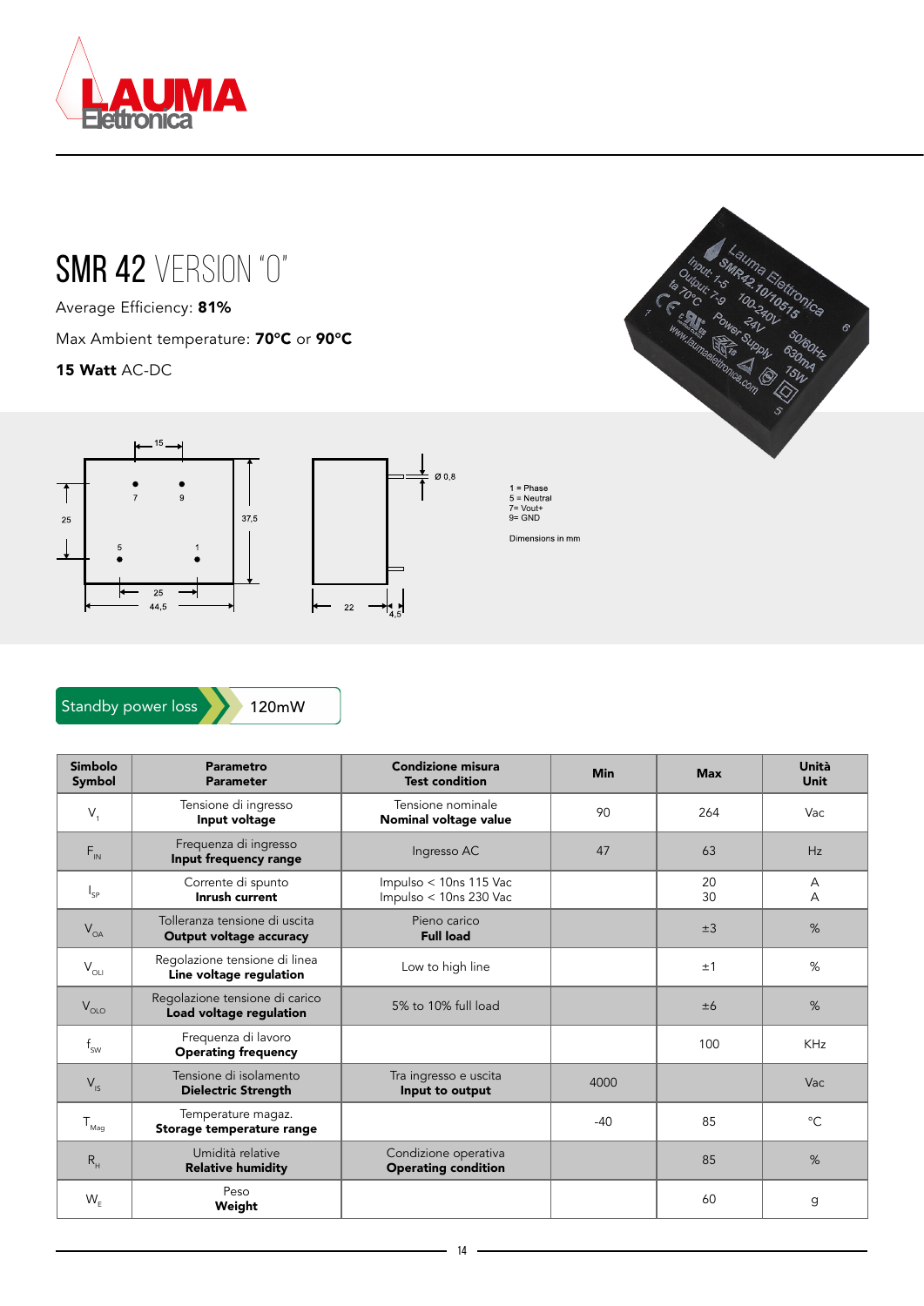# SMR 42 VERSION "O"

Average Efficiency: **81%**

Max Ambient temperature: **70°C** or **90°C**

**15 Watt** AC-DC

1 = Phase
5 = Neutral
7= Vout+
9= GND

Dimensions in mm

Standby power loss 120mW

| Simbolo<br>**Symbol** | Parametro<br>**Parameter** | Condizione misura<br>**Test condition** | Min | Max | Unità<br>**Unit** |
|---|---|---|---|---|---|
| $V_1$ | Tensione di ingresso<br>**Input voltage** | Tensione nominale<br>**Nominal voltage value** | 90 | 264 | Vac |
| $F_{IN}$ | Frequenza di ingresso<br>**Input frequency range** | Ingresso AC | 47 | 63 | Hz |
| $I_{SP}$ | Corrente di spunto<br>**Inrush current** | Impulso < 10ns 115 Vac<br>Impulso < 10ns 230 Vac | | 20<br>30 | A<br>A |
| $V_{OA}$ | Tolleranza tensione di uscita<br>**Output voltage accuracy** | Pieno carico<br>**Full load** | | ±3 | % |
| $V_{OLI}$ | Regolazione tensione di linea<br>**Line voltage regulation** | Low to high line | | ±1 | % |
| $V_{OLO}$ | Regolazione tensione di carico<br>**Load voltage regulation** | 5% to 10% full load | | ±6 | % |
| $f_{SW}$ | Frequenza di lavoro<br>**Operating frequency** | | | 100 | KHz |
| $V_{IS}$ | Tensione di isolamento<br>**Dielectric Strength** | Tra ingresso e uscita<br>**Input to output** | 4000 | | Vac |
| $T_{Mag}$ | Temperature magaz.<br>**Storage temperature range** | | -40 | 85 | °C |
| $R_H$ | Umidità relative<br>**Relative humidity** | Condizione operativa<br>**Operating condition** | | 85 | % |
| $W_E$ | Peso<br>**Weight** | | | 60 | g |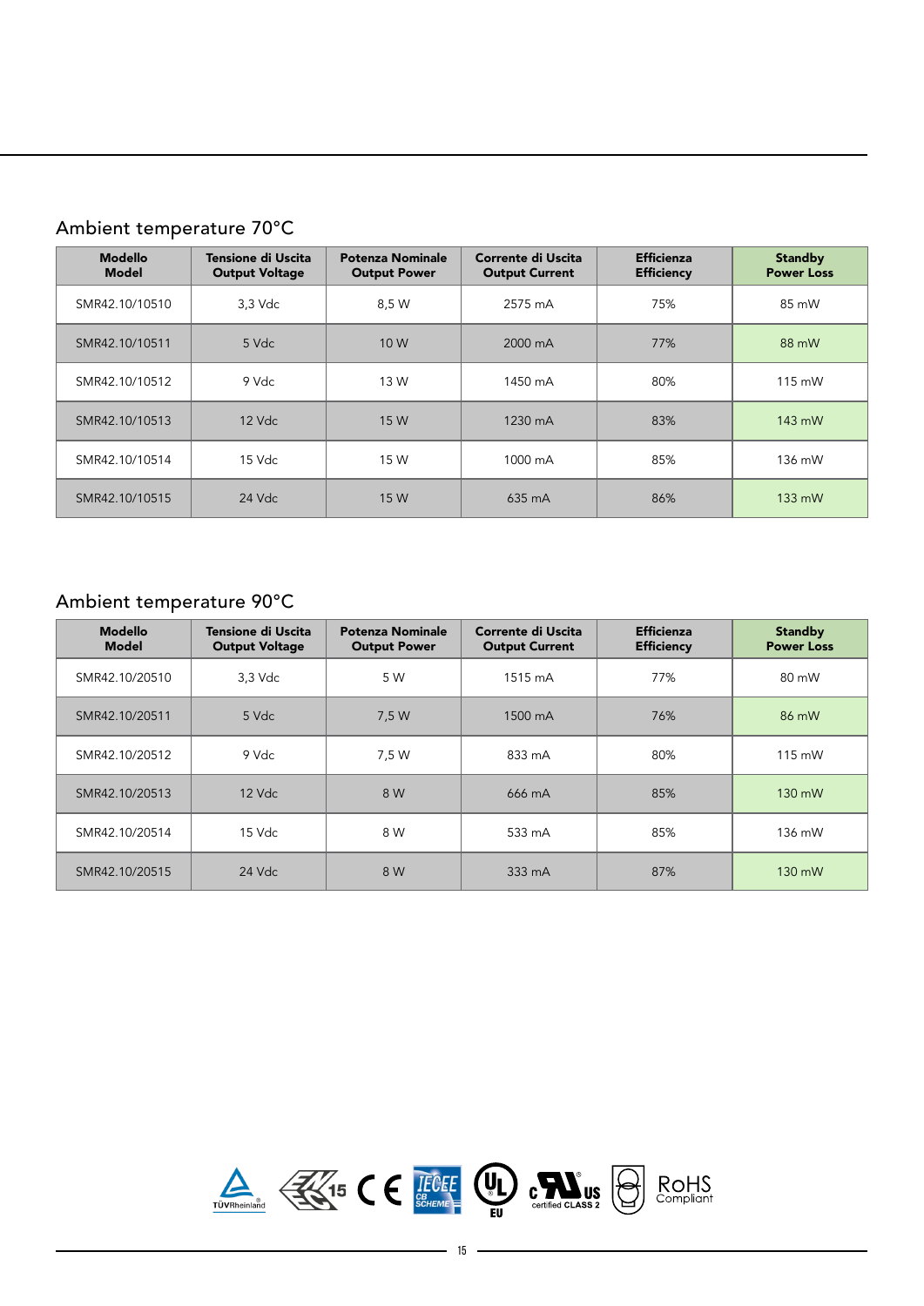## Ambient temperature 70°C

| Modello Model | Tensione di Uscita Output Voltage | Potenza Nominale Output Power | Corrente di Uscita Output Current | Efficienza Efficiency | Standby Power Loss |
|---|---|---|---|---|---|
| SMR42.10/10510 | 3,3 Vdc | 8,5 W | 2575 mA | 75% | 85 mW |
| SMR42.10/10511 | 5 Vdc | 10 W | 2000 mA | 77% | 88 mW |
| SMR42.10/10512 | 9 Vdc | 13 W | 1450 mA | 80% | 115 mW |
| SMR42.10/10513 | 12 Vdc | 15 W | 1230 mA | 83% | 143 mW |
| SMR42.10/10514 | 15 Vdc | 15 W | 1000 mA | 85% | 136 mW |
| SMR42.10/10515 | 24 Vdc | 15 W | 635 mA | 86% | 133 mW |

## Ambient temperature 90°C

| Modello Model | Tensione di Uscita Output Voltage | Potenza Nominale Output Power | Corrente di Uscita Output Current | Efficienza Efficiency | Standby Power Loss |
|---|---|---|---|---|---|
| SMR42.10/20510 | 3,3 Vdc | 5 W | 1515 mA | 77% | 80 mW |
| SMR42.10/20511 | 5 Vdc | 7,5 W | 1500 mA | 76% | 86 mW |
| SMR42.10/20512 | 9 Vdc | 7,5 W | 833 mA | 80% | 115 mW |
| SMR42.10/20513 | 12 Vdc | 8 W | 666 mA | 85% | 130 mW |
| SMR42.10/20514 | 15 Vdc | 8 W | 533 mA | 85% | 136 mW |
| SMR42.10/20515 | 24 Vdc | 8 W | 333 mA | 87% | 130 mW |